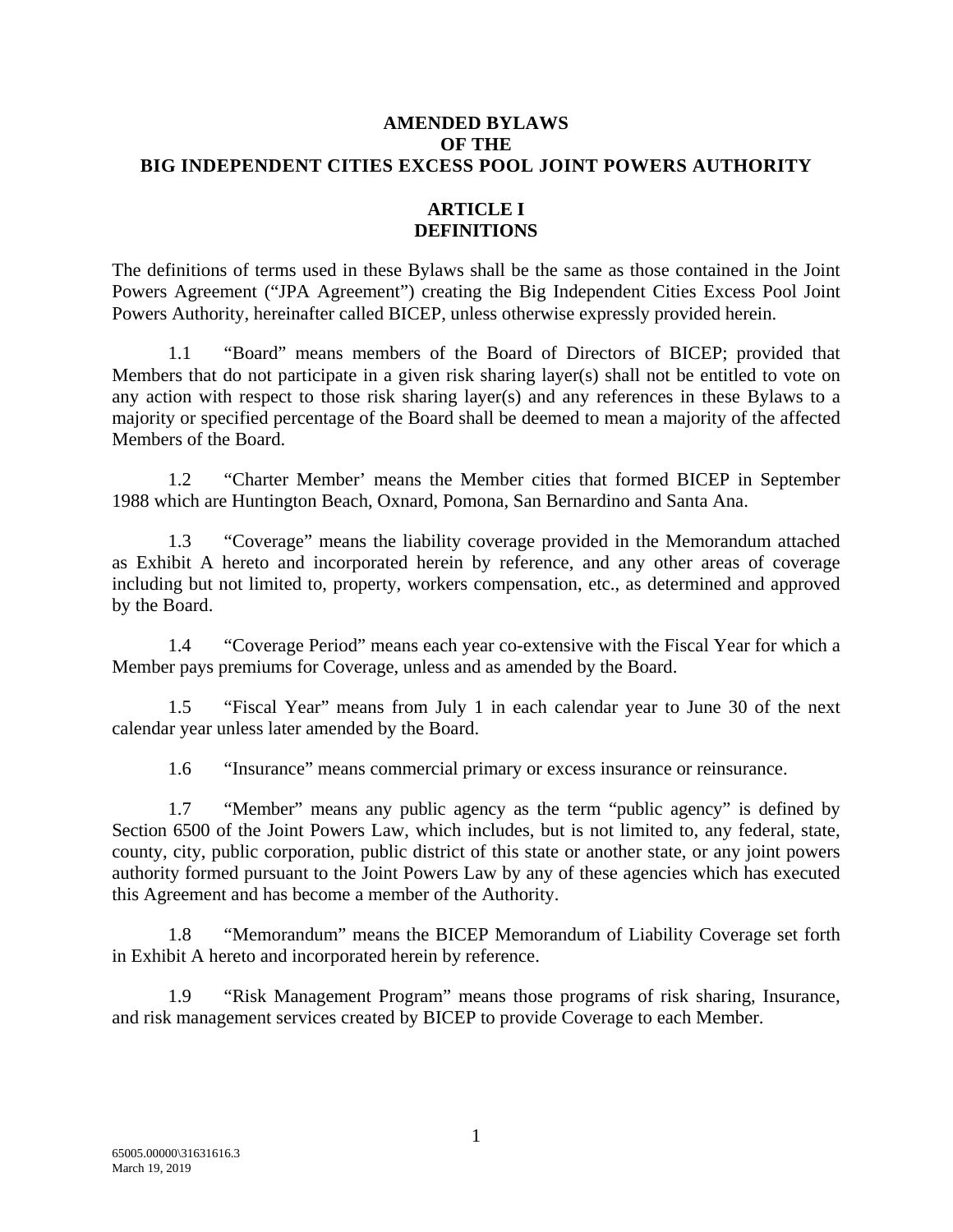# AMENDED BYLAWS
# OF THE
# BIG INDEPENDENT CITIES EXCESS POOL JOINT POWERS AUTHORITY

## ARTICLE I
## DEFINITIONS

The definitions of terms used in these Bylaws shall be the same as those contained in the Joint Powers Agreement ("JPA Agreement") creating the Big Independent Cities Excess Pool Joint Powers Authority, hereinafter called BICEP, unless otherwise expressly provided herein.

1.1 "Board" means members of the Board of Directors of BICEP; provided that Members that do not participate in a given risk sharing layer(s) shall not be entitled to vote on any action with respect to those risk sharing layer(s) and any references in these Bylaws to a majority or specified percentage of the Board shall be deemed to mean a majority of the affected Members of the Board.

1.2 "Charter Member' means the Member cities that formed BICEP in September 1988 which are Huntington Beach, Oxnard, Pomona, San Bernardino and Santa Ana.

1.3 "Coverage" means the liability coverage provided in the Memorandum attached as Exhibit A hereto and incorporated herein by reference, and any other areas of coverage including but not limited to, property, workers compensation, etc., as determined and approved by the Board.

1.4 "Coverage Period" means each year co-extensive with the Fiscal Year for which a Member pays premiums for Coverage, unless and as amended by the Board.

1.5 "Fiscal Year" means from July 1 in each calendar year to June 30 of the next calendar year unless later amended by the Board.

1.6 "Insurance" means commercial primary or excess insurance or reinsurance.

1.7 "Member" means any public agency as the term "public agency" is defined by Section 6500 of the Joint Powers Law, which includes, but is not limited to, any federal, state, county, city, public corporation, public district of this state or another state, or any joint powers authority formed pursuant to the Joint Powers Law by any of these agencies which has executed this Agreement and has become a member of the Authority.

1.8 "Memorandum" means the BICEP Memorandum of Liability Coverage set forth in Exhibit A hereto and incorporated herein by reference.

1.9 "Risk Management Program" means those programs of risk sharing, Insurance, and risk management services created by BICEP to provide Coverage to each Member.

65005.00000\31631616.3
March 19, 2019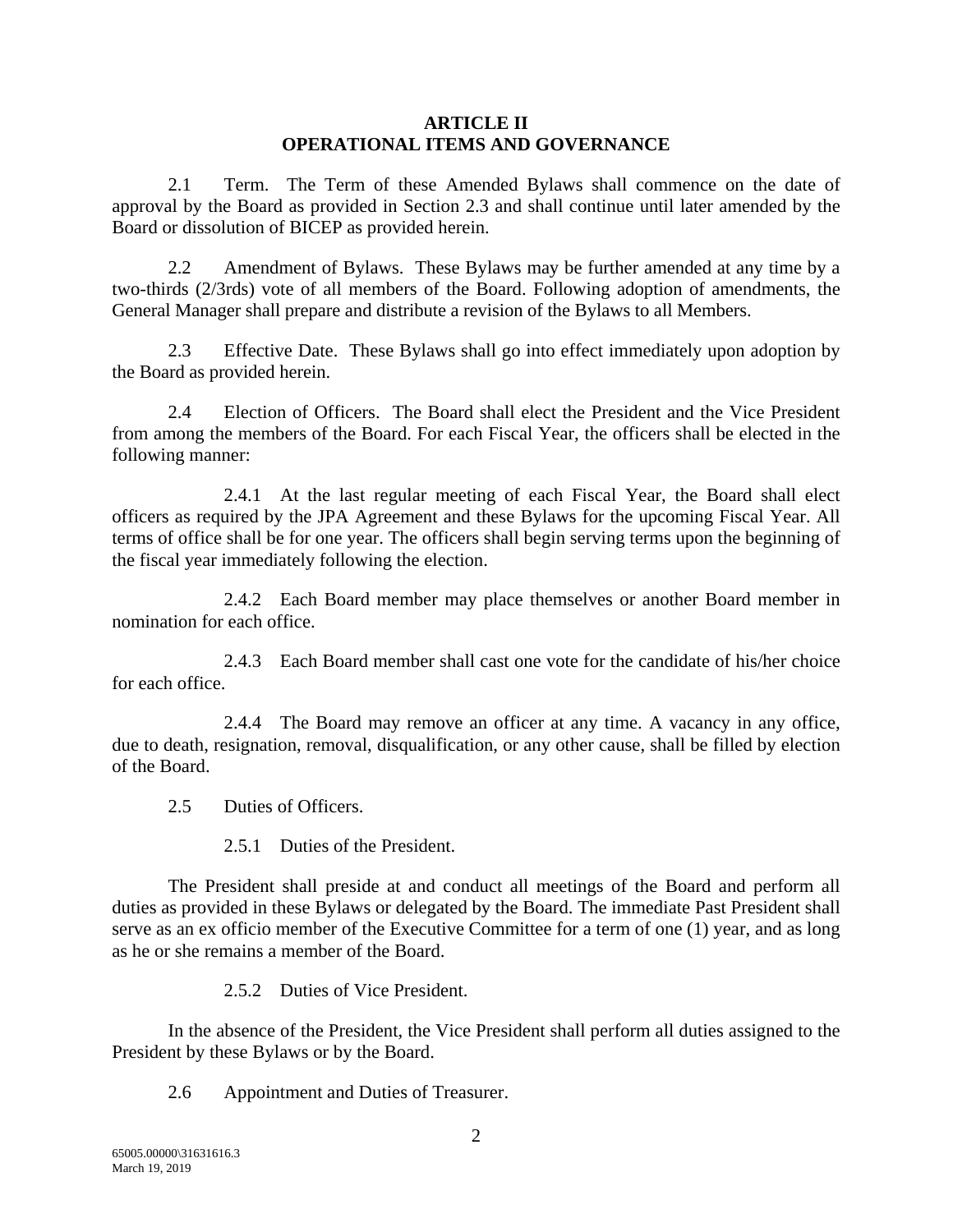## ARTICLE II
## OPERATIONAL ITEMS AND GOVERNANCE

2.1 Term. The Term of these Amended Bylaws shall commence on the date of approval by the Board as provided in Section 2.3 and shall continue until later amended by the Board or dissolution of BICEP as provided herein.

2.2 Amendment of Bylaws. These Bylaws may be further amended at any time by a two-thirds (2/3rds) vote of all members of the Board. Following adoption of amendments, the General Manager shall prepare and distribute a revision of the Bylaws to all Members.

2.3 Effective Date. These Bylaws shall go into effect immediately upon adoption by the Board as provided herein.

2.4 Election of Officers. The Board shall elect the President and the Vice President from among the members of the Board. For each Fiscal Year, the officers shall be elected in the following manner:

2.4.1 At the last regular meeting of each Fiscal Year, the Board shall elect officers as required by the JPA Agreement and these Bylaws for the upcoming Fiscal Year. All terms of office shall be for one year. The officers shall begin serving terms upon the beginning of the fiscal year immediately following the election.

2.4.2 Each Board member may place themselves or another Board member in nomination for each office.

2.4.3 Each Board member shall cast one vote for the candidate of his/her choice for each office.

2.4.4 The Board may remove an officer at any time. A vacancy in any office, due to death, resignation, removal, disqualification, or any other cause, shall be filled by election of the Board.

2.5 Duties of Officers.

2.5.1 Duties of the President.

The President shall preside at and conduct all meetings of the Board and perform all duties as provided in these Bylaws or delegated by the Board. The immediate Past President shall serve as an ex officio member of the Executive Committee for a term of one (1) year, and as long as he or she remains a member of the Board.

2.5.2 Duties of Vice President.

In the absence of the President, the Vice President shall perform all duties assigned to the President by these Bylaws or by the Board.

2.6 Appointment and Duties of Treasurer.

65005.00000\31631616.3
March 19, 2019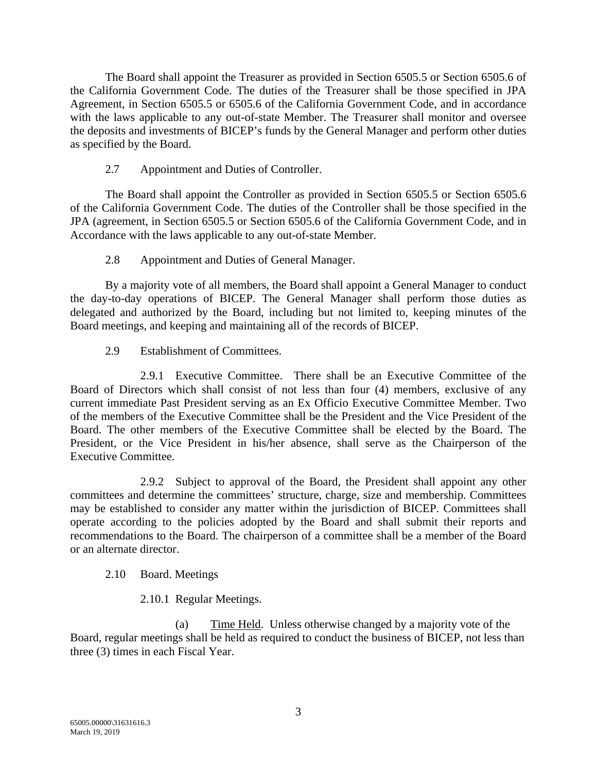The Board shall appoint the Treasurer as provided in Section 6505.5 or Section 6505.6 of the California Government Code. The duties of the Treasurer shall be those specified in JPA Agreement, in Section 6505.5 or 6505.6 of the California Government Code, and in accordance with the laws applicable to any out-of-state Member. The Treasurer shall monitor and oversee the deposits and investments of BICEP's funds by the General Manager and perform other duties as specified by the Board.

2.7 Appointment and Duties of Controller.

The Board shall appoint the Controller as provided in Section 6505.5 or Section 6505.6 of the California Government Code. The duties of the Controller shall be those specified in the JPA (agreement, in Section 6505.5 or Section 6505.6 of the California Government Code, and in Accordance with the laws applicable to any out-of-state Member.

2.8 Appointment and Duties of General Manager.

By a majority vote of all members, the Board shall appoint a General Manager to conduct the day-to-day operations of BICEP. The General Manager shall perform those duties as delegated and authorized by the Board, including but not limited to, keeping minutes of the Board meetings, and keeping and maintaining all of the records of BICEP.

2.9 Establishment of Committees.

2.9.1 Executive Committee. There shall be an Executive Committee of the Board of Directors which shall consist of not less than four (4) members, exclusive of any current immediate Past President serving as an Ex Officio Executive Committee Member. Two of the members of the Executive Committee shall be the President and the Vice President of the Board. The other members of the Executive Committee shall be elected by the Board. The President, or the Vice President in his/her absence, shall serve as the Chairperson of the Executive Committee.

2.9.2 Subject to approval of the Board, the President shall appoint any other committees and determine the committees' structure, charge, size and membership. Committees may be established to consider any matter within the jurisdiction of BICEP. Committees shall operate according to the policies adopted by the Board and shall submit their reports and recommendations to the Board. The chairperson of a committee shall be a member of the Board or an alternate director.

2.10 Board. Meetings

2.10.1 Regular Meetings.

(a) Time Held. Unless otherwise changed by a majority vote of the Board, regular meetings shall be held as required to conduct the business of BICEP, not less than three (3) times in each Fiscal Year.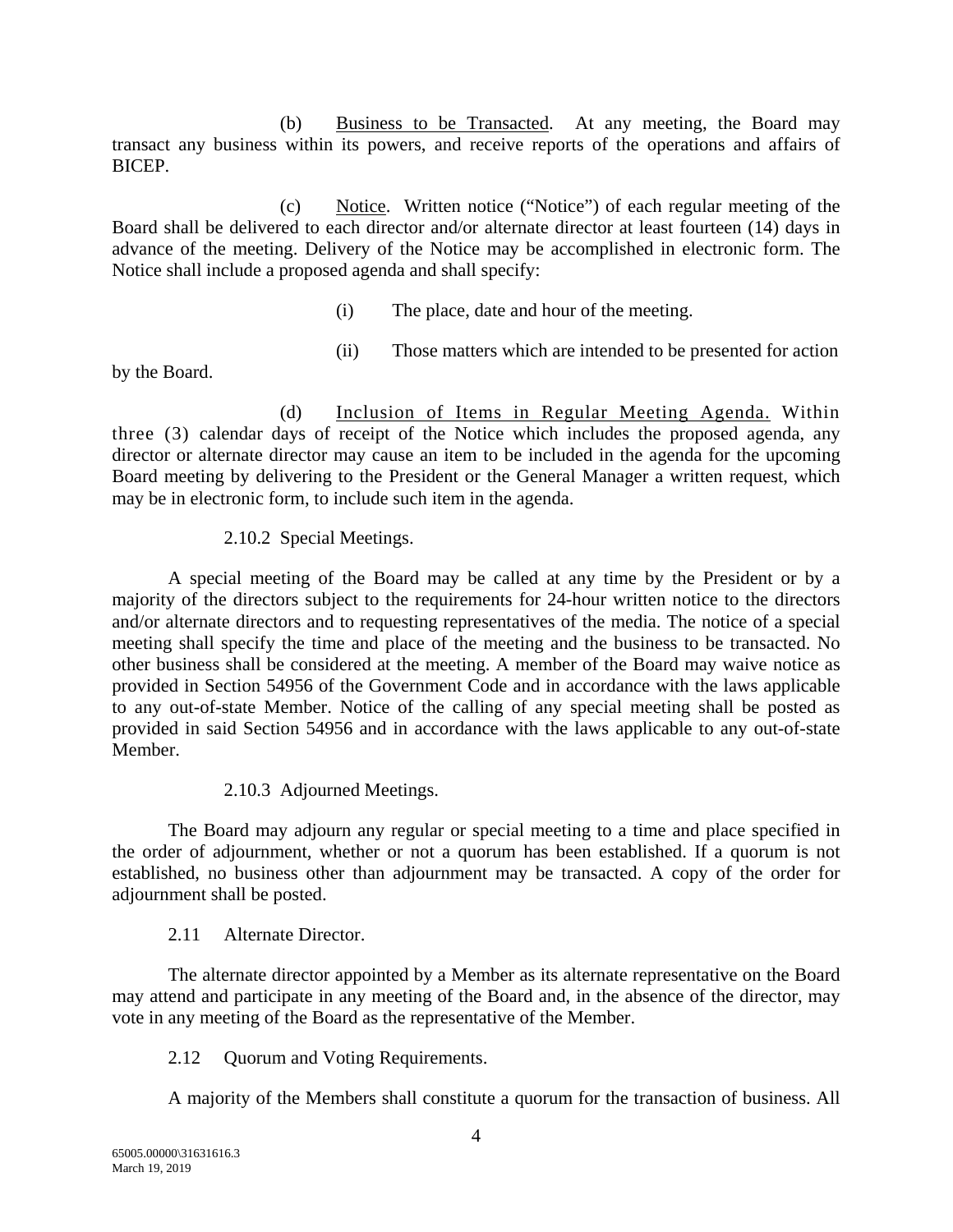(b) Business to be Transacted. At any meeting, the Board may transact any business within its powers, and receive reports of the operations and affairs of BICEP.

(c) Notice. Written notice ("Notice") of each regular meeting of the Board shall be delivered to each director and/or alternate director at least fourteen (14) days in advance of the meeting. Delivery of the Notice may be accomplished in electronic form. The Notice shall include a proposed agenda and shall specify:

(i) The place, date and hour of the meeting.

(ii) Those matters which are intended to be presented for action by the Board.

(d) Inclusion of Items in Regular Meeting Agenda. Within three (3) calendar days of receipt of the Notice which includes the proposed agenda, any director or alternate director may cause an item to be included in the agenda for the upcoming Board meeting by delivering to the President or the General Manager a written request, which may be in electronic form, to include such item in the agenda.

2.10.2 Special Meetings.

A special meeting of the Board may be called at any time by the President or by a majority of the directors subject to the requirements for 24-hour written notice to the directors and/or alternate directors and to requesting representatives of the media. The notice of a special meeting shall specify the time and place of the meeting and the business to be transacted. No other business shall be considered at the meeting. A member of the Board may waive notice as provided in Section 54956 of the Government Code and in accordance with the laws applicable to any out-of-state Member. Notice of the calling of any special meeting shall be posted as provided in said Section 54956 and in accordance with the laws applicable to any out-of-state Member.

2.10.3 Adjourned Meetings.

The Board may adjourn any regular or special meeting to a time and place specified in the order of adjournment, whether or not a quorum has been established. If a quorum is not established, no business other than adjournment may be transacted. A copy of the order for adjournment shall be posted.

2.11 Alternate Director.

The alternate director appointed by a Member as its alternate representative on the Board may attend and participate in any meeting of the Board and, in the absence of the director, may vote in any meeting of the Board as the representative of the Member.

2.12 Quorum and Voting Requirements.

A majority of the Members shall constitute a quorum for the transaction of business. All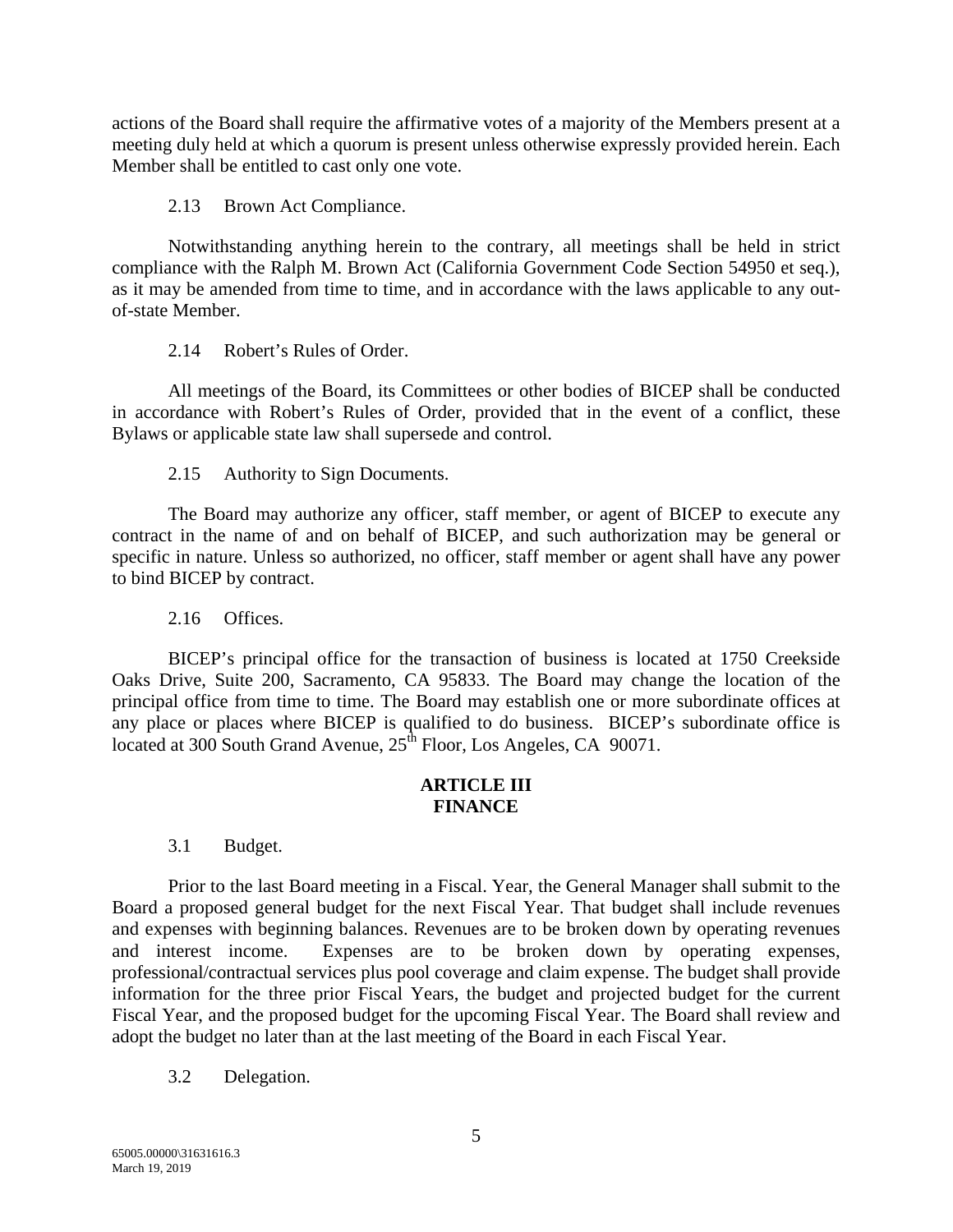actions of the Board shall require the affirmative votes of a majority of the Members present at a meeting duly held at which a quorum is present unless otherwise expressly provided herein. Each Member shall be entitled to cast only one vote.

2.13 Brown Act Compliance.

Notwithstanding anything herein to the contrary, all meetings shall be held in strict compliance with the Ralph M. Brown Act (California Government Code Section 54950 et seq.), as it may be amended from time to time, and in accordance with the laws applicable to any out-of-state Member.

2.14 Robert's Rules of Order.

All meetings of the Board, its Committees or other bodies of BICEP shall be conducted in accordance with Robert's Rules of Order, provided that in the event of a conflict, these Bylaws or applicable state law shall supersede and control.

2.15 Authority to Sign Documents.

The Board may authorize any officer, staff member, or agent of BICEP to execute any contract in the name of and on behalf of BICEP, and such authorization may be general or specific in nature. Unless so authorized, no officer, staff member or agent shall have any power to bind BICEP by contract.

2.16 Offices.

BICEP's principal office for the transaction of business is located at 1750 Creekside Oaks Drive, Suite 200, Sacramento, CA 95833. The Board may change the location of the principal office from time to time. The Board may establish one or more subordinate offices at any place or places where BICEP is qualified to do business. BICEP's subordinate office is located at 300 South Grand Avenue, 25th Floor, Los Angeles, CA 90071.

## ARTICLE III
## FINANCE

3.1 Budget.

Prior to the last Board meeting in a Fiscal. Year, the General Manager shall submit to the Board a proposed general budget for the next Fiscal Year. That budget shall include revenues and expenses with beginning balances. Revenues are to be broken down by operating revenues and interest income. Expenses are to be broken down by operating expenses, professional/contractual services plus pool coverage and claim expense. The budget shall provide information for the three prior Fiscal Years, the budget and projected budget for the current Fiscal Year, and the proposed budget for the upcoming Fiscal Year. The Board shall review and adopt the budget no later than at the last meeting of the Board in each Fiscal Year.

3.2 Delegation.

65005.00000\31631616.3
March 19, 2019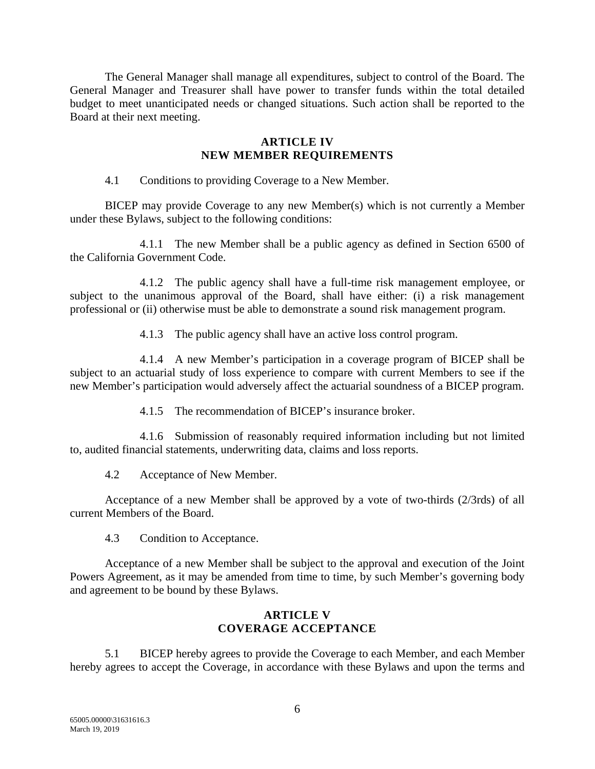The General Manager shall manage all expenditures, subject to control of the Board. The General Manager and Treasurer shall have power to transfer funds within the total detailed budget to meet unanticipated needs or changed situations. Such action shall be reported to the Board at their next meeting.

## ARTICLE IV
## NEW MEMBER REQUIREMENTS

4.1 Conditions to providing Coverage to a New Member.

BICEP may provide Coverage to any new Member(s) which is not currently a Member under these Bylaws, subject to the following conditions:

4.1.1 The new Member shall be a public agency as defined in Section 6500 of the California Government Code.

4.1.2 The public agency shall have a full-time risk management employee, or subject to the unanimous approval of the Board, shall have either: (i) a risk management professional or (ii) otherwise must be able to demonstrate a sound risk management program.

4.1.3 The public agency shall have an active loss control program.

4.1.4 A new Member's participation in a coverage program of BICEP shall be subject to an actuarial study of loss experience to compare with current Members to see if the new Member's participation would adversely affect the actuarial soundness of a BICEP program.

4.1.5 The recommendation of BICEP's insurance broker.

4.1.6 Submission of reasonably required information including but not limited to, audited financial statements, underwriting data, claims and loss reports.

4.2 Acceptance of New Member.

Acceptance of a new Member shall be approved by a vote of two-thirds (2/3rds) of all current Members of the Board.

4.3 Condition to Acceptance.

Acceptance of a new Member shall be subject to the approval and execution of the Joint Powers Agreement, as it may be amended from time to time, by such Member's governing body and agreement to be bound by these Bylaws.

## ARTICLE V
## COVERAGE ACCEPTANCE

5.1 BICEP hereby agrees to provide the Coverage to each Member, and each Member hereby agrees to accept the Coverage, in accordance with these Bylaws and upon the terms and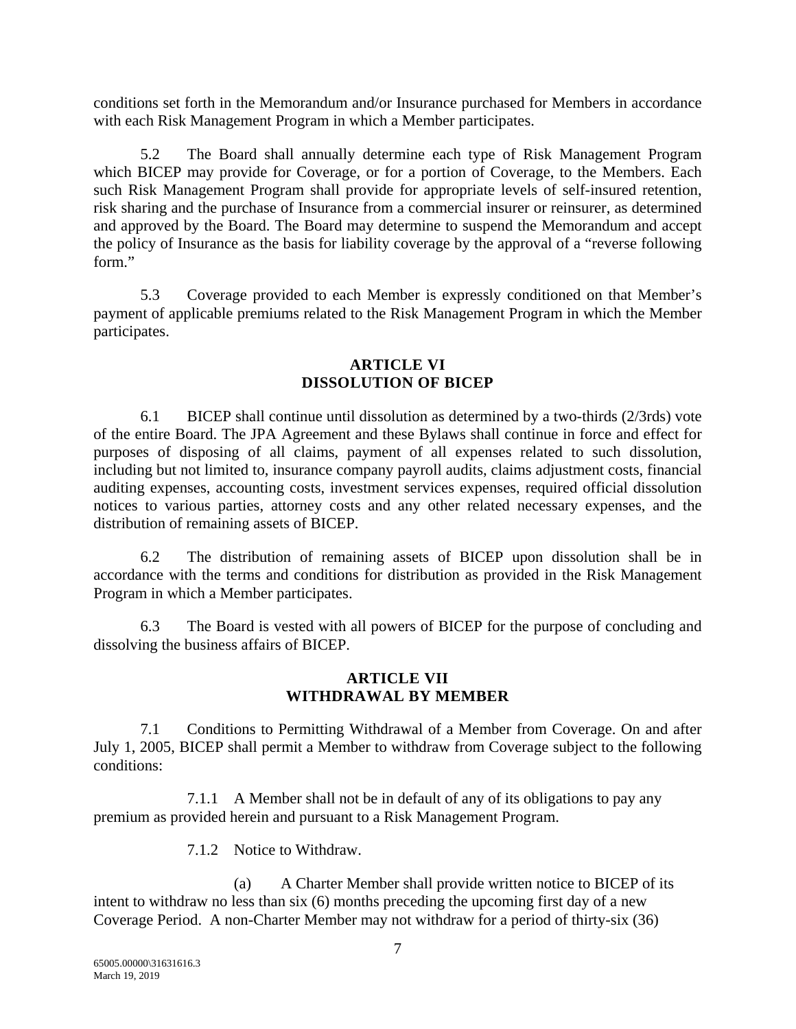conditions set forth in the Memorandum and/or Insurance purchased for Members in accordance with each Risk Management Program in which a Member participates.

5.2 The Board shall annually determine each type of Risk Management Program which BICEP may provide for Coverage, or for a portion of Coverage, to the Members. Each such Risk Management Program shall provide for appropriate levels of self-insured retention, risk sharing and the purchase of Insurance from a commercial insurer or reinsurer, as determined and approved by the Board. The Board may determine to suspend the Memorandum and accept the policy of Insurance as the basis for liability coverage by the approval of a "reverse following form."

5.3 Coverage provided to each Member is expressly conditioned on that Member's payment of applicable premiums related to the Risk Management Program in which the Member participates.

## ARTICLE VI
## DISSOLUTION OF BICEP

6.1 BICEP shall continue until dissolution as determined by a two-thirds (2/3rds) vote of the entire Board. The JPA Agreement and these Bylaws shall continue in force and effect for purposes of disposing of all claims, payment of all expenses related to such dissolution, including but not limited to, insurance company payroll audits, claims adjustment costs, financial auditing expenses, accounting costs, investment services expenses, required official dissolution notices to various parties, attorney costs and any other related necessary expenses, and the distribution of remaining assets of BICEP.

6.2 The distribution of remaining assets of BICEP upon dissolution shall be in accordance with the terms and conditions for distribution as provided in the Risk Management Program in which a Member participates.

6.3 The Board is vested with all powers of BICEP for the purpose of concluding and dissolving the business affairs of BICEP.

## ARTICLE VII
## WITHDRAWAL BY MEMBER

7.1 Conditions to Permitting Withdrawal of a Member from Coverage. On and after July 1, 2005, BICEP shall permit a Member to withdraw from Coverage subject to the following conditions:

7.1.1 A Member shall not be in default of any of its obligations to pay any premium as provided herein and pursuant to a Risk Management Program.

7.1.2 Notice to Withdraw.

(a) A Charter Member shall provide written notice to BICEP of its intent to withdraw no less than six (6) months preceding the upcoming first day of a new Coverage Period. A non-Charter Member may not withdraw for a period of thirty-six (36)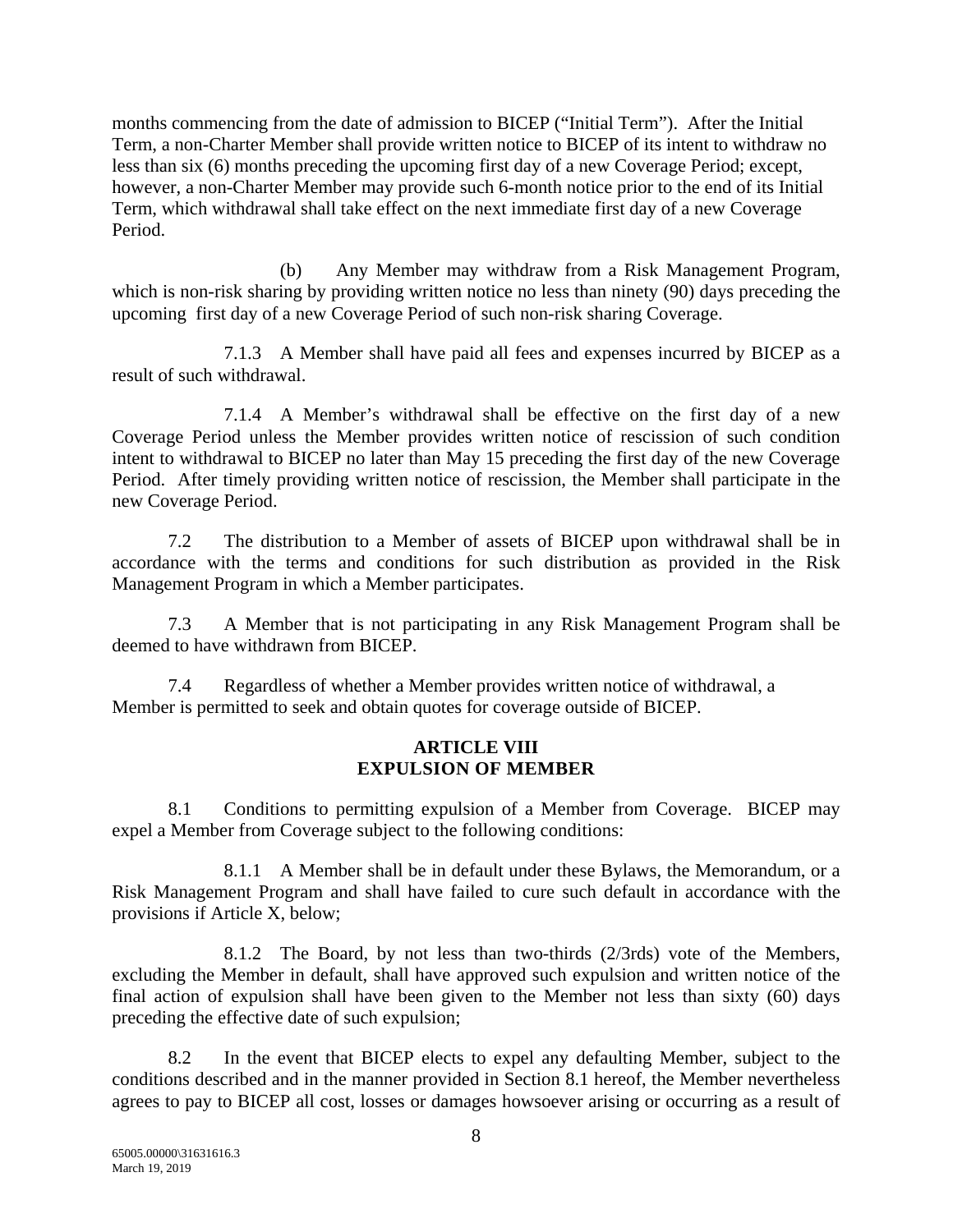months commencing from the date of admission to BICEP ("Initial Term"). After the Initial Term, a non-Charter Member shall provide written notice to BICEP of its intent to withdraw no less than six (6) months preceding the upcoming first day of a new Coverage Period; except, however, a non-Charter Member may provide such 6-month notice prior to the end of its Initial Term, which withdrawal shall take effect on the next immediate first day of a new Coverage Period.

(b) Any Member may withdraw from a Risk Management Program, which is non-risk sharing by providing written notice no less than ninety (90) days preceding the upcoming first day of a new Coverage Period of such non-risk sharing Coverage.

7.1.3 A Member shall have paid all fees and expenses incurred by BICEP as a result of such withdrawal.

7.1.4 A Member's withdrawal shall be effective on the first day of a new Coverage Period unless the Member provides written notice of rescission of such condition intent to withdrawal to BICEP no later than May 15 preceding the first day of the new Coverage Period. After timely providing written notice of rescission, the Member shall participate in the new Coverage Period.

7.2 The distribution to a Member of assets of BICEP upon withdrawal shall be in accordance with the terms and conditions for such distribution as provided in the Risk Management Program in which a Member participates.

7.3 A Member that is not participating in any Risk Management Program shall be deemed to have withdrawn from BICEP.

7.4 Regardless of whether a Member provides written notice of withdrawal, a Member is permitted to seek and obtain quotes for coverage outside of BICEP.

## ARTICLE VIII
## EXPULSION OF MEMBER

8.1 Conditions to permitting expulsion of a Member from Coverage. BICEP may expel a Member from Coverage subject to the following conditions:

8.1.1 A Member shall be in default under these Bylaws, the Memorandum, or a Risk Management Program and shall have failed to cure such default in accordance with the provisions if Article X, below;

8.1.2 The Board, by not less than two-thirds (2/3rds) vote of the Members, excluding the Member in default, shall have approved such expulsion and written notice of the final action of expulsion shall have been given to the Member not less than sixty (60) days preceding the effective date of such expulsion;

8.2 In the event that BICEP elects to expel any defaulting Member, subject to the conditions described and in the manner provided in Section 8.1 hereof, the Member nevertheless agrees to pay to BICEP all cost, losses or damages howsoever arising or occurring as a result of

65005.00000\31631616.3
March 19, 2019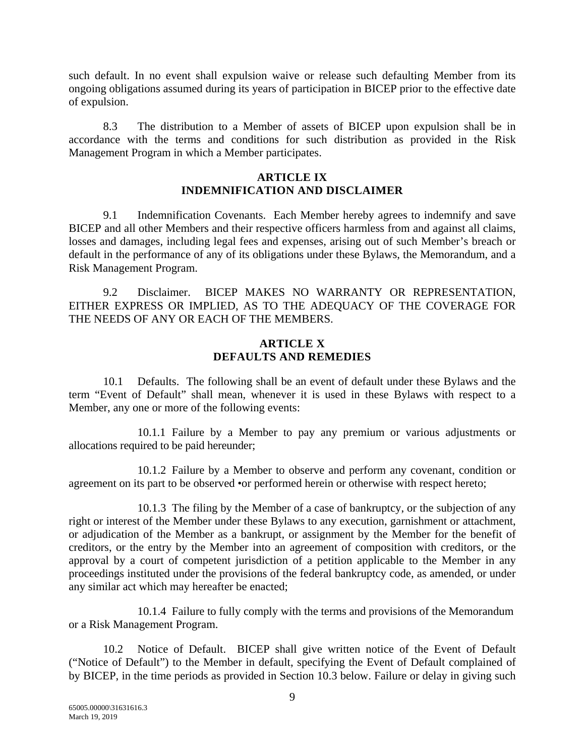such default. In no event shall expulsion waive or release such defaulting Member from its ongoing obligations assumed during its years of participation in BICEP prior to the effective date of expulsion.

8.3 The distribution to a Member of assets of BICEP upon expulsion shall be in accordance with the terms and conditions for such distribution as provided in the Risk Management Program in which a Member participates.

## ARTICLE IX
## INDEMNIFICATION AND DISCLAIMER

9.1 Indemnification Covenants. Each Member hereby agrees to indemnify and save BICEP and all other Members and their respective officers harmless from and against all claims, losses and damages, including legal fees and expenses, arising out of such Member's breach or default in the performance of any of its obligations under these Bylaws, the Memorandum, and a Risk Management Program.

9.2 Disclaimer. BICEP MAKES NO WARRANTY OR REPRESENTATION, EITHER EXPRESS OR IMPLIED, AS TO THE ADEQUACY OF THE COVERAGE FOR THE NEEDS OF ANY OR EACH OF THE MEMBERS.

## ARTICLE X
## DEFAULTS AND REMEDIES

10.1 Defaults. The following shall be an event of default under these Bylaws and the term "Event of Default" shall mean, whenever it is used in these Bylaws with respect to a Member, any one or more of the following events:

10.1.1 Failure by a Member to pay any premium or various adjustments or allocations required to be paid hereunder;

10.1.2 Failure by a Member to observe and perform any covenant, condition or agreement on its part to be observed •or performed herein or otherwise with respect hereto;

10.1.3 The filing by the Member of a case of bankruptcy, or the subjection of any right or interest of the Member under these Bylaws to any execution, garnishment or attachment, or adjudication of the Member as a bankrupt, or assignment by the Member for the benefit of creditors, or the entry by the Member into an agreement of composition with creditors, or the approval by a court of competent jurisdiction of a petition applicable to the Member in any proceedings instituted under the provisions of the federal bankruptcy code, as amended, or under any similar act which may hereafter be enacted;

10.1.4 Failure to fully comply with the terms and provisions of the Memorandum or a Risk Management Program.

10.2 Notice of Default. BICEP shall give written notice of the Event of Default ("Notice of Default") to the Member in default, specifying the Event of Default complained of by BICEP, in the time periods as provided in Section 10.3 below. Failure or delay in giving such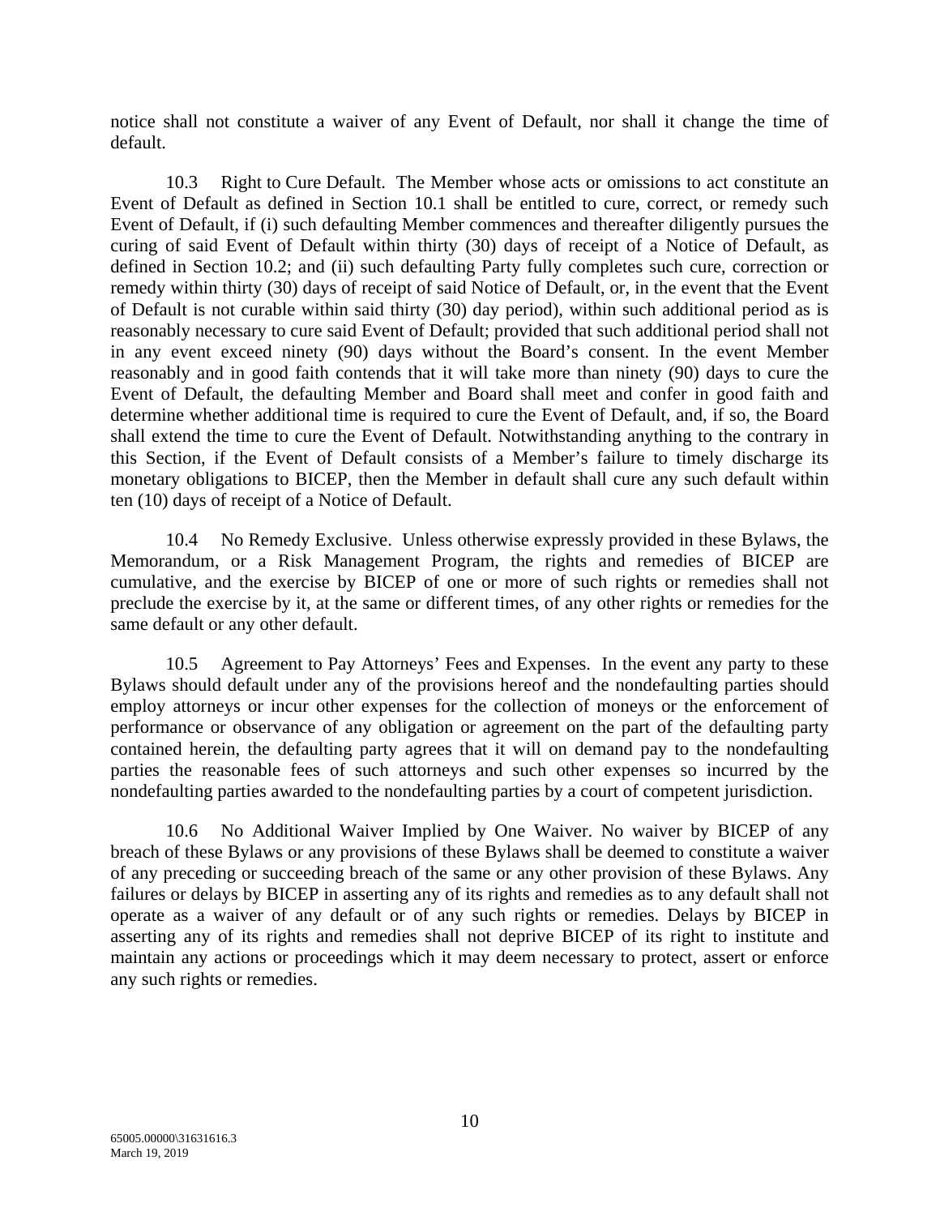notice shall not constitute a waiver of any Event of Default, nor shall it change the time of default.

10.3 Right to Cure Default. The Member whose acts or omissions to act constitute an Event of Default as defined in Section 10.1 shall be entitled to cure, correct, or remedy such Event of Default, if (i) such defaulting Member commences and thereafter diligently pursues the curing of said Event of Default within thirty (30) days of receipt of a Notice of Default, as defined in Section 10.2; and (ii) such defaulting Party fully completes such cure, correction or remedy within thirty (30) days of receipt of said Notice of Default, or, in the event that the Event of Default is not curable within said thirty (30) day period), within such additional period as is reasonably necessary to cure said Event of Default; provided that such additional period shall not in any event exceed ninety (90) days without the Board's consent. In the event Member reasonably and in good faith contends that it will take more than ninety (90) days to cure the Event of Default, the defaulting Member and Board shall meet and confer in good faith and determine whether additional time is required to cure the Event of Default, and, if so, the Board shall extend the time to cure the Event of Default. Notwithstanding anything to the contrary in this Section, if the Event of Default consists of a Member's failure to timely discharge its monetary obligations to BICEP, then the Member in default shall cure any such default within ten (10) days of receipt of a Notice of Default.

10.4 No Remedy Exclusive. Unless otherwise expressly provided in these Bylaws, the Memorandum, or a Risk Management Program, the rights and remedies of BICEP are cumulative, and the exercise by BICEP of one or more of such rights or remedies shall not preclude the exercise by it, at the same or different times, of any other rights or remedies for the same default or any other default.

10.5 Agreement to Pay Attorneys' Fees and Expenses. In the event any party to these Bylaws should default under any of the provisions hereof and the nondefaulting parties should employ attorneys or incur other expenses for the collection of moneys or the enforcement of performance or observance of any obligation or agreement on the part of the defaulting party contained herein, the defaulting party agrees that it will on demand pay to the nondefaulting parties the reasonable fees of such attorneys and such other expenses so incurred by the nondefaulting parties awarded to the nondefaulting parties by a court of competent jurisdiction.

10.6 No Additional Waiver Implied by One Waiver. No waiver by BICEP of any breach of these Bylaws or any provisions of these Bylaws shall be deemed to constitute a waiver of any preceding or succeeding breach of the same or any other provision of these Bylaws. Any failures or delays by BICEP in asserting any of its rights and remedies as to any default shall not operate as a waiver of any default or of any such rights or remedies. Delays by BICEP in asserting any of its rights and remedies shall not deprive BICEP of its right to institute and maintain any actions or proceedings which it may deem necessary to protect, assert or enforce any such rights or remedies.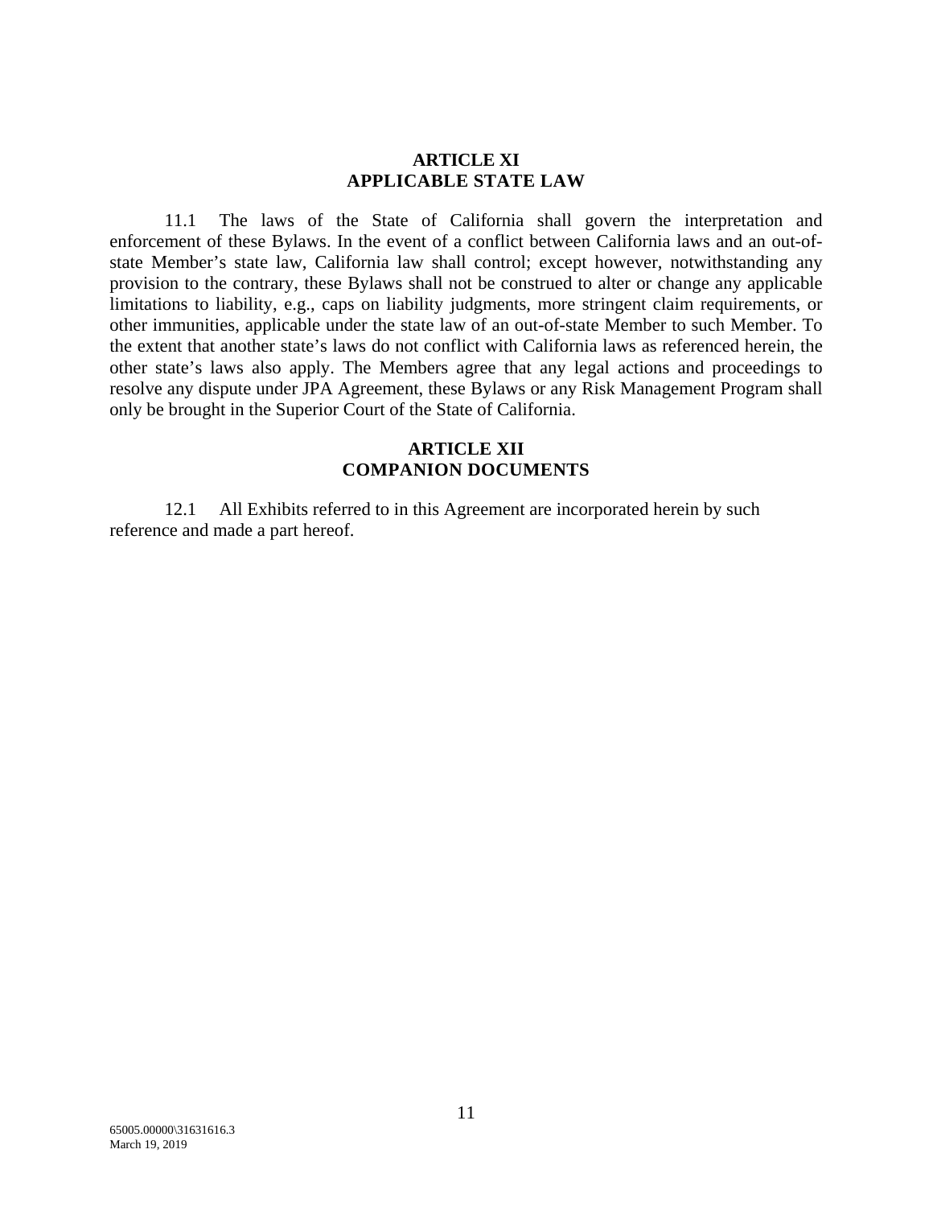## ARTICLE XI
## APPLICABLE STATE LAW

11.1 The laws of the State of California shall govern the interpretation and enforcement of these Bylaws. In the event of a conflict between California laws and an out-of-state Member's state law, California law shall control; except however, notwithstanding any provision to the contrary, these Bylaws shall not be construed to alter or change any applicable limitations to liability, e.g., caps on liability judgments, more stringent claim requirements, or other immunities, applicable under the state law of an out-of-state Member to such Member. To the extent that another state's laws do not conflict with California laws as referenced herein, the other state's laws also apply. The Members agree that any legal actions and proceedings to resolve any dispute under JPA Agreement, these Bylaws or any Risk Management Program shall only be brought in the Superior Court of the State of California.

## ARTICLE XII
## COMPANION DOCUMENTS

12.1 All Exhibits referred to in this Agreement are incorporated herein by such reference and made a part hereof.